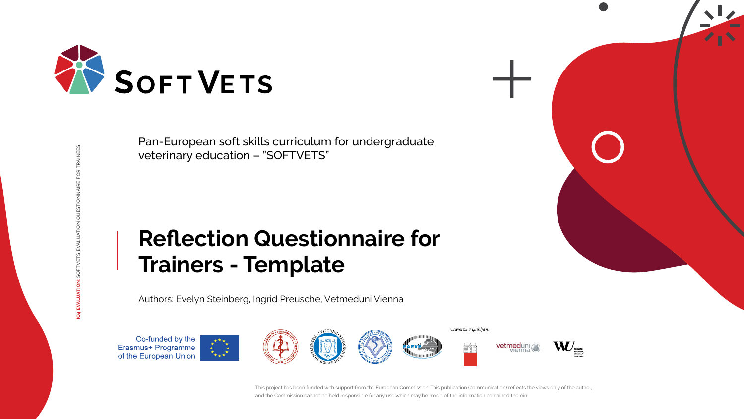# SOFTVETS

Pan-European soft skills curriculum for undergraduate veterinary education – "SOFTVETS"

IO4 EVALUATION: SOFTVETS EVALUATION QUESTIONNAIRE FOR TRAINEES

# Reflection Questionnaire for Trainers - Template

Authors: Evelyn Steinberg, Ingrid Preusche, Vetmeduni Vienna

Co-funded by the Erasmus+ Programme of the European Union

Univerza v Ljubljani

vetmeduni vienna

This project has been funded with support from the European Commission. This publication (communication) reflects the views only of the author, and the Commission cannot be held responsible for any use which may be made of the information contained therein.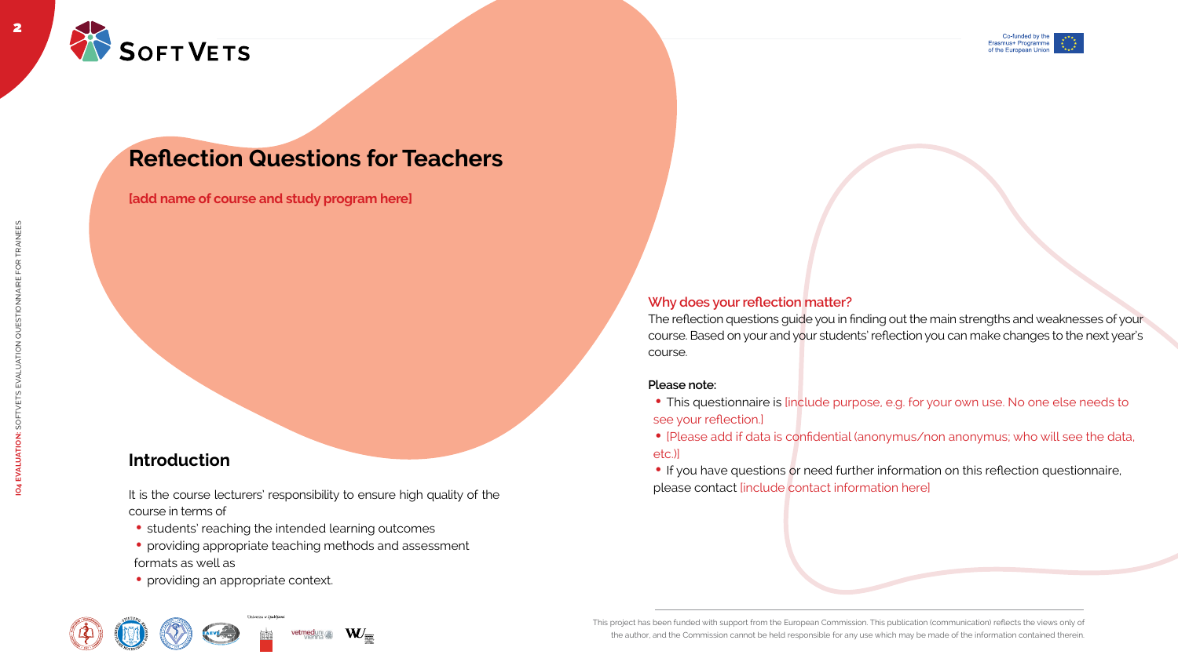# Reflection Questions for Teachers

**[add name of course and study program here]**

## Introduction

It is the course lecturers' responsibility to ensure high quality of the course in terms of

- students' reaching the intended learning outcomes
- providing appropriate teaching methods and assessment formats as well as
- providing an appropriate context.

### Why does your reflection matter?

The reflection questions guide you in finding out the main strengths and weaknesses of your course. Based on your and your students' reflection you can make changes to the next year's course.

**Please note:**

- This questionnaire is [include purpose, e.g. for your own use. No one else needs to see your reflection.]
- [Please add if data is confidential (anonymus/non anonymus; who will see the data, etc.)]
- If you have questions or need further information on this reflection questionnaire, please contact [include contact information here]

This project has been funded with support from the European Commission. This publication (communication) reflects the views only of the author, and the Commission cannot be held responsible for any use which may be made of the information contained therein.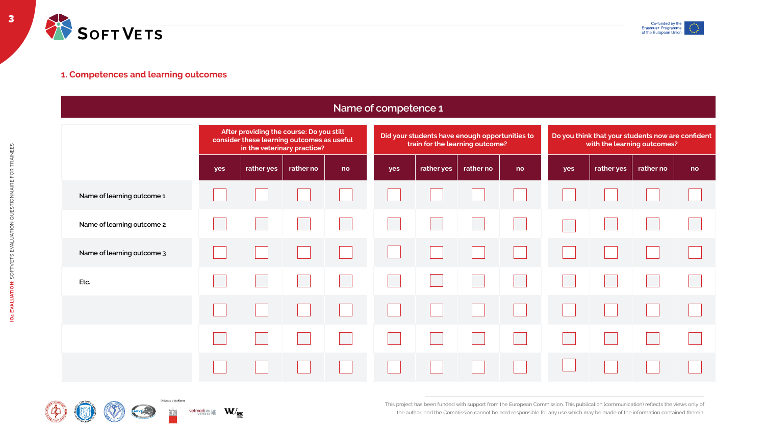## 1. Competences and learning outcomes

| Name of competence 1 | After providing the course: Do you still consider these learning outcomes as useful in the veterinary practice? | | | | Did your students have enough opportunities to train for the learning outcome? | | | | Do you think that your students now are confident with the learning outcomes? | | | |
|---|---|---|---|---|---|---|---|---|---|---|---|---|
| | yes | rather yes | rather no | no | yes | rather yes | rather no | no | yes | rather yes | rather no | no |
| Name of learning outcome 1 | ☐ | ☐ | ☐ | ☐ | ☐ | ☐ | ☐ | ☐ | ☐ | ☐ | ☐ | ☐ |
| Name of learning outcome 2 | ☐ | ☐ | ☐ | ☐ | ☐ | ☐ | ☐ | ☐ | ☐ | ☐ | ☐ | ☐ |
| Name of learning outcome 3 | ☐ | ☐ | ☐ | ☐ | ☐ | ☐ | ☐ | ☐ | ☐ | ☐ | ☐ | ☐ |
| Etc. | ☐ | ☐ | ☐ | ☐ | ☐ | ☐ | ☐ | ☐ | ☐ | ☐ | ☐ | ☐ |
| | ☐ | ☐ | ☐ | ☐ | ☐ | ☐ | ☐ | ☐ | ☐ | ☐ | ☐ | ☐ |
| | ☐ | ☐ | ☐ | ☐ | ☐ | ☐ | ☐ | ☐ | ☐ | ☐ | ☐ | ☐ |
| | ☐ | ☐ | ☐ | ☐ | ☐ | ☐ | ☐ | ☐ | ☐ | ☐ | ☐ | ☐ |

This project has been funded with support from the European Commission. This publication (communication) reflects the views only of the author, and the Commission cannot be held responsible for any use which may be made of the information contained therein.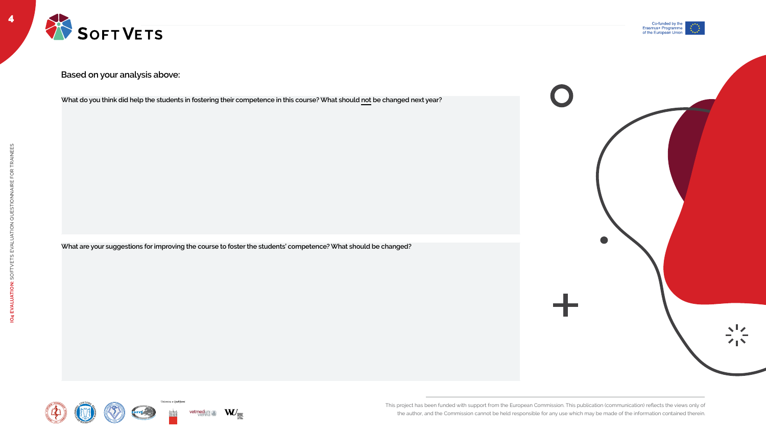**Based on your analysis above:**

**What do you think did help the students in fostering their competence in this course? What should not be changed next year?**

**What are your suggestions for improving the course to foster the students' competence? What should be changed?**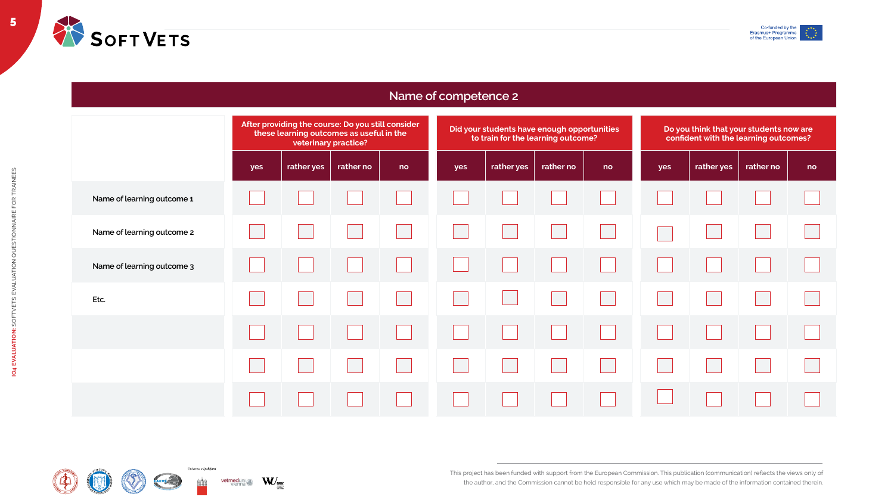## Name of competence 2

| | After providing the course: Do you still consider these learning outcomes as useful in the veterinary practice? | | | | Did your students have enough opportunities to train for the learning outcome? | | | | Do you think that your students now are confident with the learning outcomes? | | | |
|---|---|---|---|---|---|---|---|---|---|---|---|---|
| | yes | rather yes | rather no | no | yes | rather yes | rather no | no | yes | rather yes | rather no | no |
| Name of learning outcome 1 | ☐ | ☐ | ☐ | ☐ | ☐ | ☐ | ☐ | ☐ | ☐ | ☐ | ☐ | ☐ |
| Name of learning outcome 2 | ☐ | ☐ | ☐ | ☐ | ☐ | ☐ | ☐ | ☐ | ☐ | ☐ | ☐ | ☐ |
| Name of learning outcome 3 | ☐ | ☐ | ☐ | ☐ | ☐ | ☐ | ☐ | ☐ | ☐ | ☐ | ☐ | ☐ |
| Etc. | ☐ | ☐ | ☐ | ☐ | ☐ | ☐ | ☐ | ☐ | ☐ | ☐ | ☐ | ☐ |
| | ☐ | ☐ | ☐ | ☐ | ☐ | ☐ | ☐ | ☐ | ☐ | ☐ | ☐ | ☐ |
| | ☐ | ☐ | ☐ | ☐ | ☐ | ☐ | ☐ | ☐ | ☐ | ☐ | ☐ | ☐ |
| | ☐ | ☐ | ☐ | ☐ | ☐ | ☐ | ☐ | ☐ | ☐ | ☐ | ☐ | ☐ |

This project has been funded with support from the European Commission. This publication (communication) reflects the views only of the author, and the Commission cannot be held responsible for any use which may be made of the information contained therein.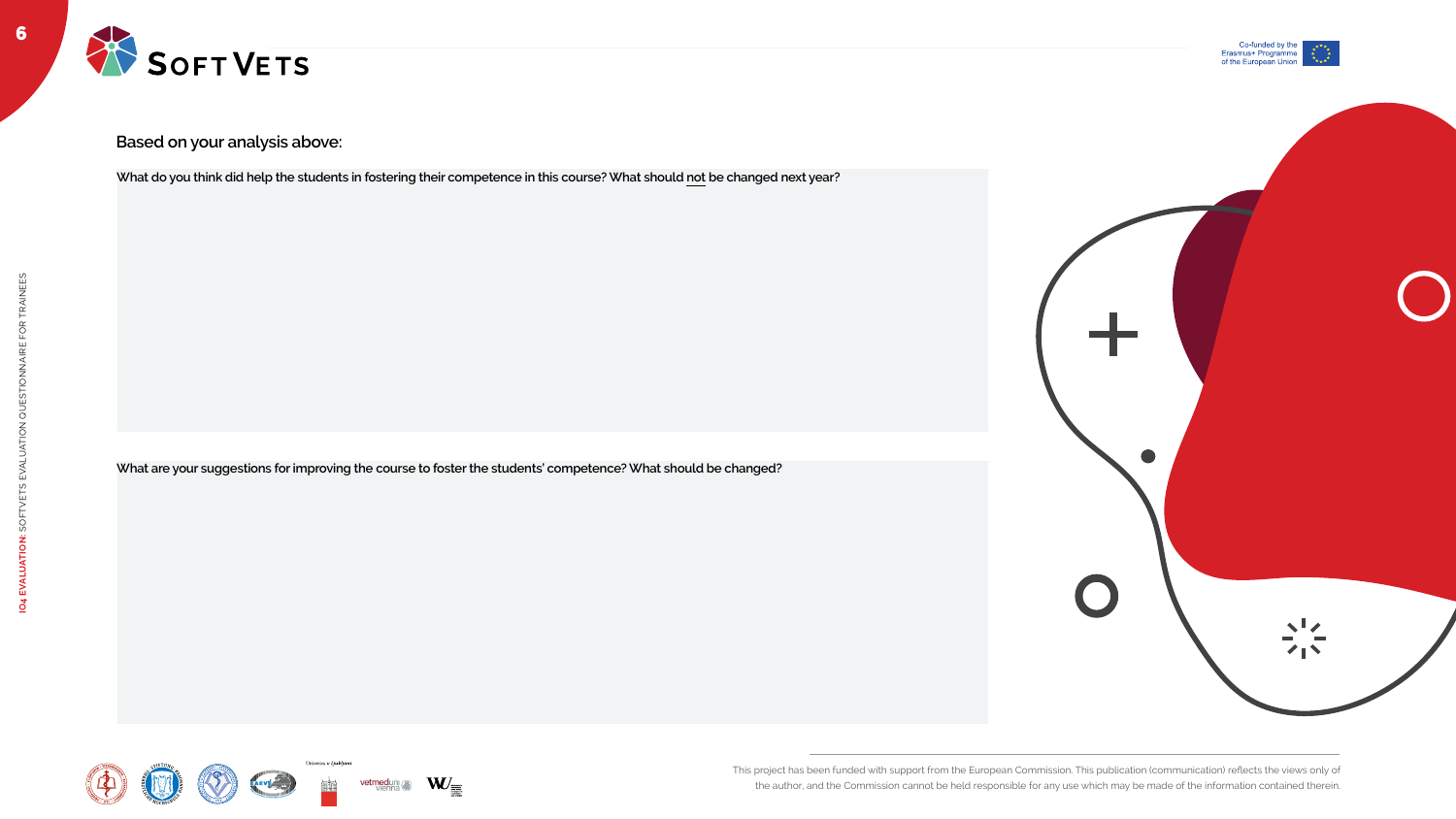**Based on your analysis above:**

**What do you think did help the students in fostering their competence in this course? What should not be changed next year?**

**What are your suggestions for improving the course to foster the students' competence? What should be changed?**

This project has been funded with support from the European Commission. This publication (communication) reflects the views only of the author, and the Commission cannot be held responsible for any use which may be made of the information contained therein.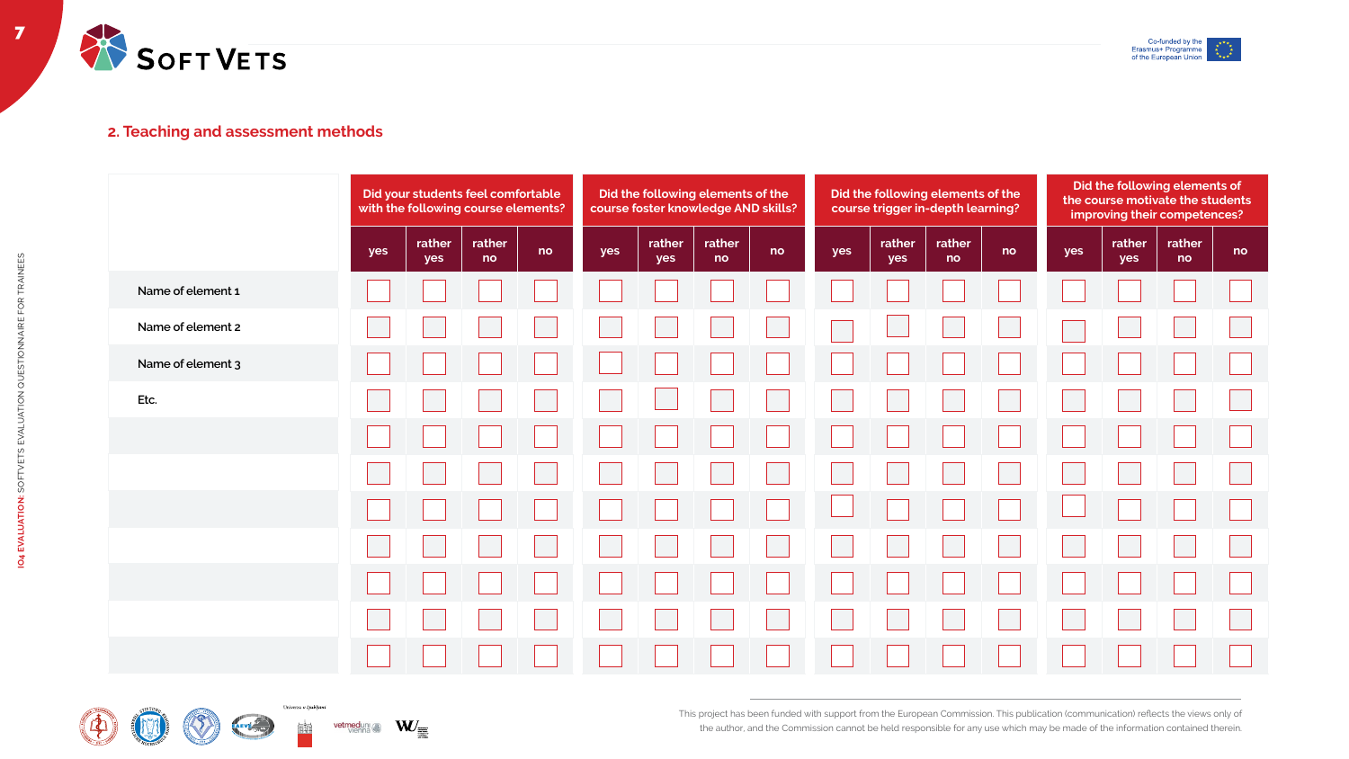## 2. Teaching and assessment methods

| | Did your students feel comfortable with the following course elements? | | | | Did the following elements of the course foster knowledge AND skills? | | | | Did the following elements of the course trigger in-depth learning? | | | | Did the following elements of the course motivate the students improving their competences? | | | |
|---|---|---|---|---|---|---|---|---|---|---|---|---|---|---|---|---|
| | yes | rather yes | rather no | no | yes | rather yes | rather no | no | yes | rather yes | rather no | no | yes | rather yes | rather no | no |
| Name of element 1 | ☐ | ☐ | ☐ | ☐ | ☐ | ☐ | ☐ | ☐ | ☐ | ☐ | ☐ | ☐ | ☐ | ☐ | ☐ | ☐ |
| Name of element 2 | ☐ | ☐ | ☐ | ☐ | ☐ | ☐ | ☐ | ☐ | ☐ | ☐ | ☐ | ☐ | ☐ | ☐ | ☐ | ☐ |
| Name of element 3 | ☐ | ☐ | ☐ | ☐ | ☐ | ☐ | ☐ | ☐ | ☐ | ☐ | ☐ | ☐ | ☐ | ☐ | ☐ | ☐ |
| Etc. | ☐ | ☐ | ☐ | ☐ | ☐ | ☐ | ☐ | ☐ | ☐ | ☐ | ☐ | ☐ | ☐ | ☐ | ☐ | ☐ |
| | ☐ | ☐ | ☐ | ☐ | ☐ | ☐ | ☐ | ☐ | ☐ | ☐ | ☐ | ☐ | ☐ | ☐ | ☐ | ☐ |
| | ☐ | ☐ | ☐ | ☐ | ☐ | ☐ | ☐ | ☐ | ☐ | ☐ | ☐ | ☐ | ☐ | ☐ | ☐ | ☐ |
| | ☐ | ☐ | ☐ | ☐ | ☐ | ☐ | ☐ | ☐ | ☐ | ☐ | ☐ | ☐ | ☐ | ☐ | ☐ | ☐ |
| | ☐ | ☐ | ☐ | ☐ | ☐ | ☐ | ☐ | ☐ | ☐ | ☐ | ☐ | ☐ | ☐ | ☐ | ☐ | ☐ |
| | ☐ | ☐ | ☐ | ☐ | ☐ | ☐ | ☐ | ☐ | ☐ | ☐ | ☐ | ☐ | ☐ | ☐ | ☐ | ☐ |
| | ☐ | ☐ | ☐ | ☐ | ☐ | ☐ | ☐ | ☐ | ☐ | ☐ | ☐ | ☐ | ☐ | ☐ | ☐ | ☐ |
| | ☐ | ☐ | ☐ | ☐ | ☐ | ☐ | ☐ | ☐ | ☐ | ☐ | ☐ | ☐ | ☐ | ☐ | ☐ | ☐ |

This project has been funded with support from the European Commission. This publication (communication) reflects the views only of the author, and the Commission cannot be held responsible for any use which may be made of the information contained therein.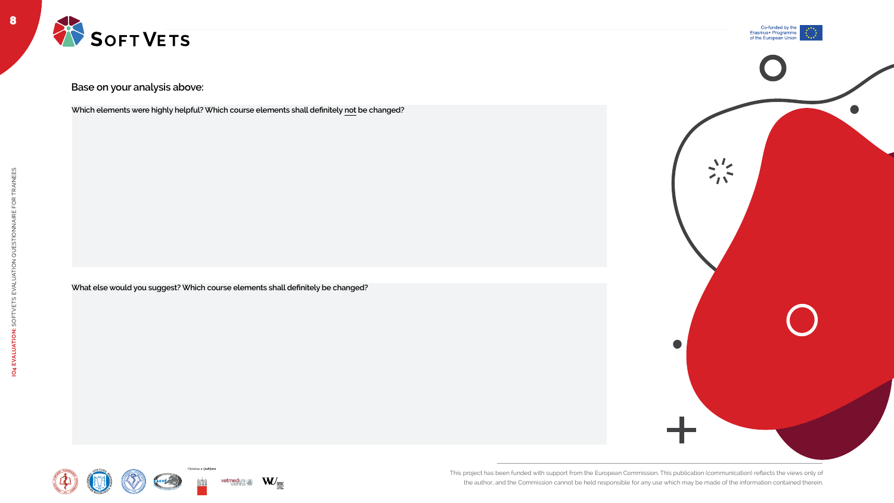**Base on your analysis above:**

**Which elements were highly helpful? Which course elements shall definitely <u>not</u> be changed?**

**What else would you suggest? Which course elements shall definitely be changed?**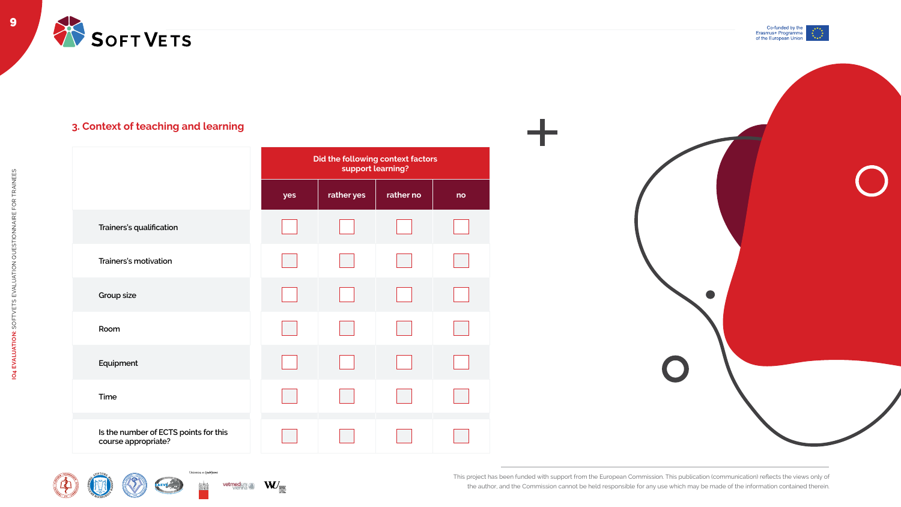### 3. Context of teaching and learning

| | Did the following context factors support learning? | | | |
|---|---|---|---|---|
| | yes | rather yes | rather no | no |
| Trainers's qualification | ☐ | ☐ | ☐ | ☐ |
| Trainers's motivation | ☐ | ☐ | ☐ | ☐ |
| Group size | ☐ | ☐ | ☐ | ☐ |
| Room | ☐ | ☐ | ☐ | ☐ |
| Equipment | ☐ | ☐ | ☐ | ☐ |
| Time | ☐ | ☐ | ☐ | ☐ |
| Is the number of ECTS points for this course appropriate? | ☐ | ☐ | ☐ | ☐ |

This project has been funded with support from the European Commission. This publication (communication) reflects the views only of the author, and the Commission cannot be held responsible for any use which may be made of the information contained therein.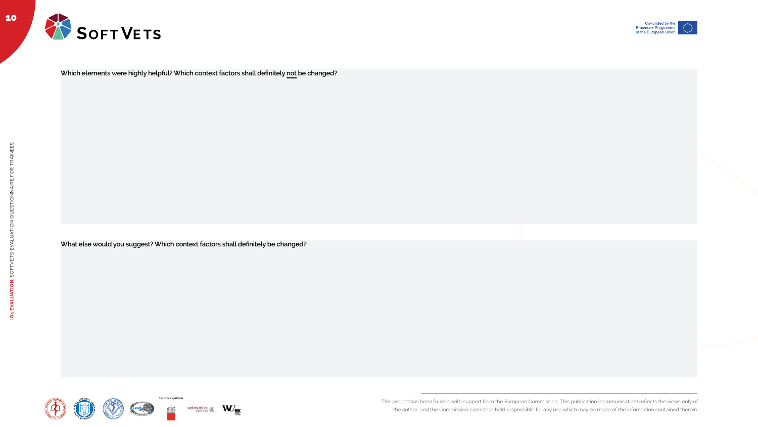Which elements were highly helpful? Which context factors shall definitely not be changed?

What else would you suggest? Which context factors shall definitely be changed?

This project has been funded with support from the European Commission. This publication (communication) reflects the views only of the author, and the Commission cannot be held responsible for any use which may be made of the information contained therein.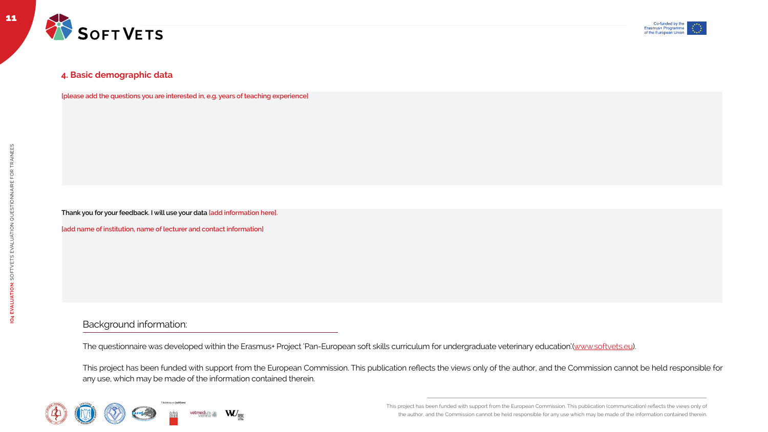## 4. Basic demographic data

[please add the questions you are interested in, e.g. years of teaching experience]

**Thank you for your feedback. I will use your data** [add information here].

[add name of institution, name of lecturer and contact information]

Background information:

The questionnaire was developed within the Erasmus+ Project 'Pan-European soft skills curriculum for undergraduate veterinary education'.(www.softvets.eu).

This project has been funded with support from the European Commission. This publication reflects the views only of the author, and the Commission cannot be held responsible for any use, which may be made of the information contained therein.